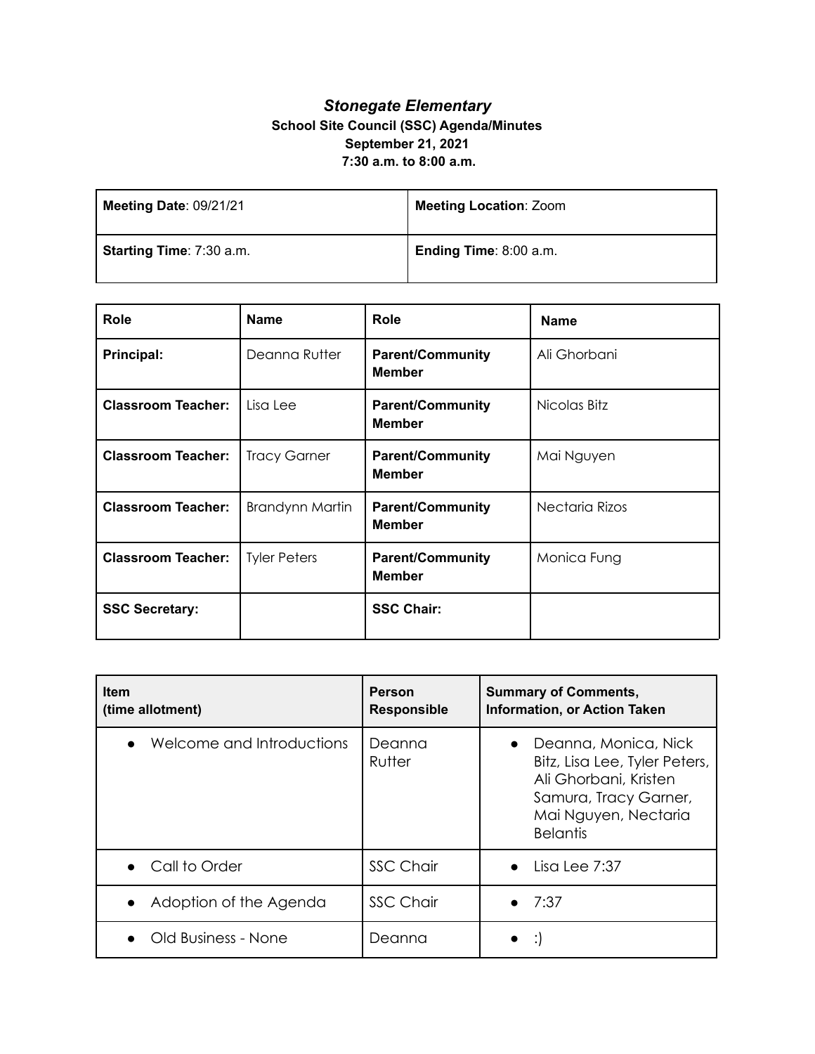# *Stonegate Elementary*

**School Site Council (SSC) Agenda/Minutes**
**September 21, 2021**
**7:30 a.m. to 8:00 a.m.**

| **Meeting Date**: 09/21/21 | **Meeting Location**: Zoom |
|---|---|
| **Starting Time**: 7:30 a.m. | **Ending Time**: 8:00 a.m. |

| **Role** | **Name** | **Role** | **Name** |
|---|---|---|---|
| **Principal:** | Deanna Rutter | **Parent/Community Member** | Ali Ghorbani |
| **Classroom Teacher:** | Lisa Lee | **Parent/Community Member** | Nicolas Bitz |
| **Classroom Teacher:** | Tracy Garner | **Parent/Community Member** | Mai Nguyen |
| **Classroom Teacher:** | Brandynn Martin | **Parent/Community Member** | Nectaria Rizos |
| **Classroom Teacher:** | Tyler Peters | **Parent/Community Member** | Monica Fung |
| **SSC Secretary:** | | **SSC Chair:** | |

| **Item (time allotment)** | **Person Responsible** | **Summary of Comments, Information, or Action Taken** |
|---|---|---|
| • Welcome and Introductions | Deanna Rutter | • Deanna, Monica, Nick Bitz, Lisa Lee, Tyler Peters, Ali Ghorbani, Kristen Samura, Tracy Garner, Mai Nguyen, Nectaria Belantis |
| • Call to Order | SSC Chair | • Lisa Lee 7:37 |
| • Adoption of the Agenda | SSC Chair | • 7:37 |
| • Old Business - None | Deanna | • :) |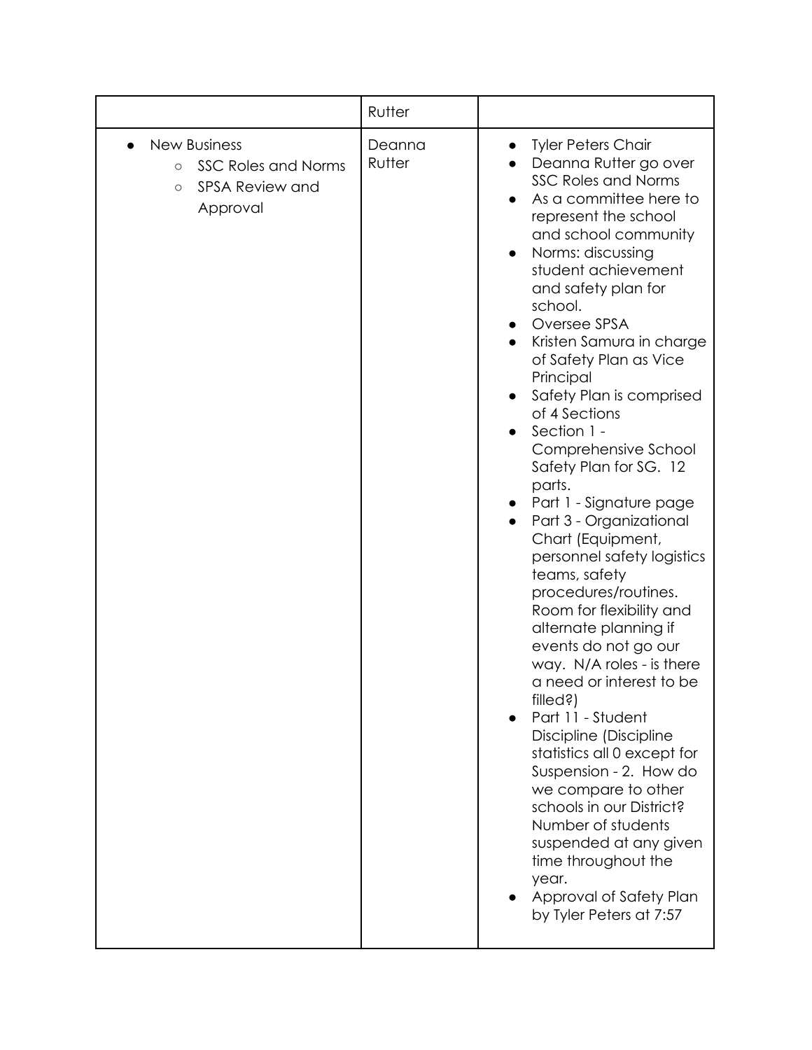| | | |
|---|---|---|
| | Rutter | |
| <ul><li>New Business<ul><li>SSC Roles and Norms</li><li>SPSA Review and Approval</li></ul></li></ul> | Deanna Rutter | <ul><li>Tyler Peters Chair</li><li>Deanna Rutter go over SSC Roles and Norms</li><li>As a committee here to represent the school and school community</li><li>Norms: discussing student achievement and safety plan for school.</li><li>Oversee SPSA</li><li>Kristen Samura in charge of Safety Plan as Vice Principal</li><li>Safety Plan is comprised of 4 Sections</li><li>Section 1 - Comprehensive School Safety Plan for SG. 12 parts.</li><li>Part 1 - Signature page</li><li>Part 3 - Organizational Chart (Equipment, personnel safety logistics teams, safety procedures/routines. Room for flexibility and alternate planning if events do not go our way. N/A roles - is there a need or interest to be filled?)</li><li>Part 11 - Student Discipline (Discipline statistics all 0 except for Suspension - 2. How do we compare to other schools in our District? Number of students suspended at any given time throughout the year.</li><li>Approval of Safety Plan by Tyler Peters at 7:57</li></ul> |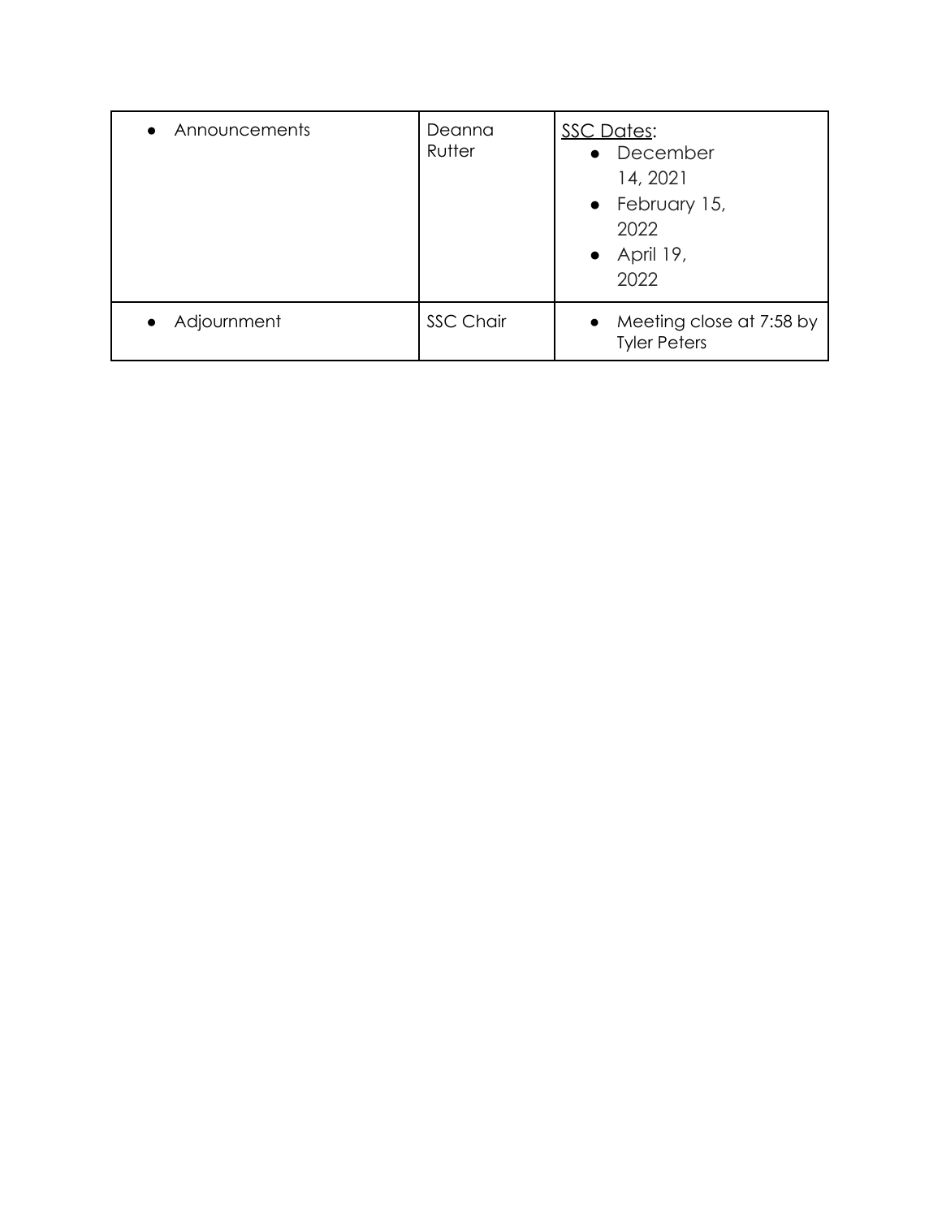| | | |
|---|---|---|
| • Announcements | Deanna Rutter | SSC Dates:<br>• December 14, 2021<br>• February 15, 2022<br>• April 19, 2022 |
| • Adjournment | SSC Chair | • Meeting close at 7:58 by Tyler Peters |